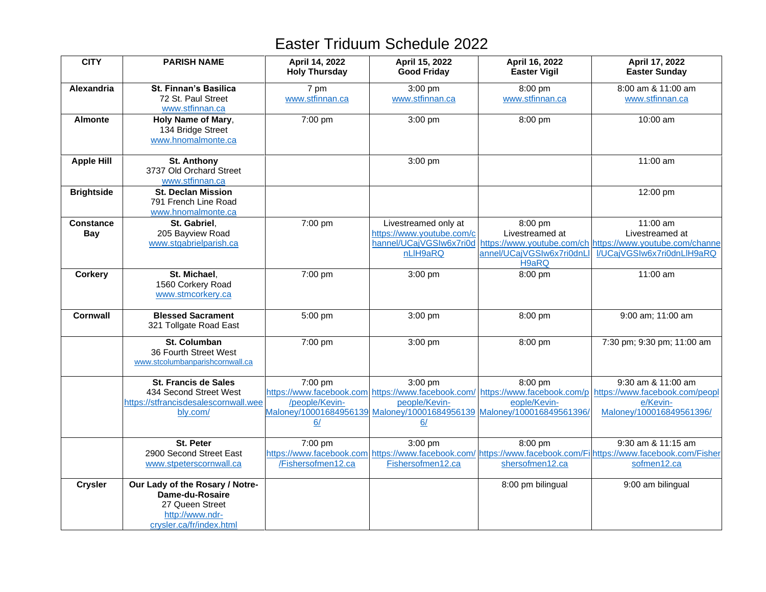# Easter Triduum Schedule 2022

| CITY | PARISH NAME | April 14, 2022 Holy Thursday | April 15, 2022 Good Friday | April 16, 2022 Easter Vigil | April 17, 2022 Easter Sunday |
|---|---|---|---|---|---|
| **Alexandria** | **St. Finnan's Basilica** 72 St. Paul Street www.stfinnan.ca | 7 pm www.stfinnan.ca | 3:00 pm www.stfinnan.ca | 8:00 pm www.stfinnan.ca | 8:00 am & 11:00 am www.stfinnan.ca |
| **Almonte** | **Holy Name of Mary**, 134 Bridge Street www.hnomalmonte.ca | 7:00 pm | 3:00 pm | 8:00 pm | 10:00 am |
| **Apple Hill** | **St. Anthony** 3737 Old Orchard Street www.stfinnan.ca | | 3:00 pm | | 11:00 am |
| **Brightside** | **St. Declan Mission** 791 French Line Road www.hnomalmonte.ca | | | | 12:00 pm |
| **Constance Bay** | **St. Gabriel**, 205 Bayview Road www.stgabrielparish.ca | 7:00 pm | Livestreamed only at https://www.youtube.com/channel/UCajVGSIw6x7ri0dnLIH9aRQ | 8:00 pm Livestreamed at https://www.youtube.com/channel/UCajVGSIw6x7ri0dnLIH9aRQ | 11:00 am Livestreamed at https://www.youtube.com/channel/UCajVGSIw6x7ri0dnLIH9aRQ |
| **Corkery** | **St. Michael**, 1560 Corkery Road www.stmcorkery.ca | 7:00 pm | 3:00 pm | 8:00 pm | 11:00 am |
| **Cornwall** | **Blessed Sacrament** 321 Tollgate Road East | 5:00 pm | 3:00 pm | 8:00 pm | 9:00 am; 11:00 am |
| | **St. Columban** 36 Fourth Street West www.stcolumbanparishcornwall.ca | 7:00 pm | 3:00 pm | 8:00 pm | 7:30 pm; 9:30 pm; 11:00 am |
| | **St. Francis de Sales** 434 Second Street West https://stfrancisdesalescornwall.weebly.com/ | 7:00 pm https://www.facebook.com/people/Kevin-Maloney/100016849561396/ | 3:00 pm https://www.facebook.com/people/Kevin-Maloney/100016849561396/ | 8:00 pm https://www.facebook.com/people/Kevin-Maloney/100016849561396/ | 9:30 am & 11:00 am https://www.facebook.com/people/Kevin-Maloney/100016849561396/ |
| | **St. Peter** 2900 Second Street East www.stpeterscornwall.ca | 7:00 pm https://www.facebook.com/Fishersofmen12.ca | 3:00 pm https://www.facebook.com/Fishersofmen12.ca | 8:00 pm https://www.facebook.com/Fishersofmen12.ca | 9:30 am & 11:15 am https://www.facebook.com/Fishersofmen12.ca |
| **Crysler** | **Our Lady of the Rosary / Notre-Dame-du-Rosaire** 27 Queen Street http://www.ndr-crysler.ca/fr/index.html | | | 8:00 pm bilingual | 9:00 am bilingual |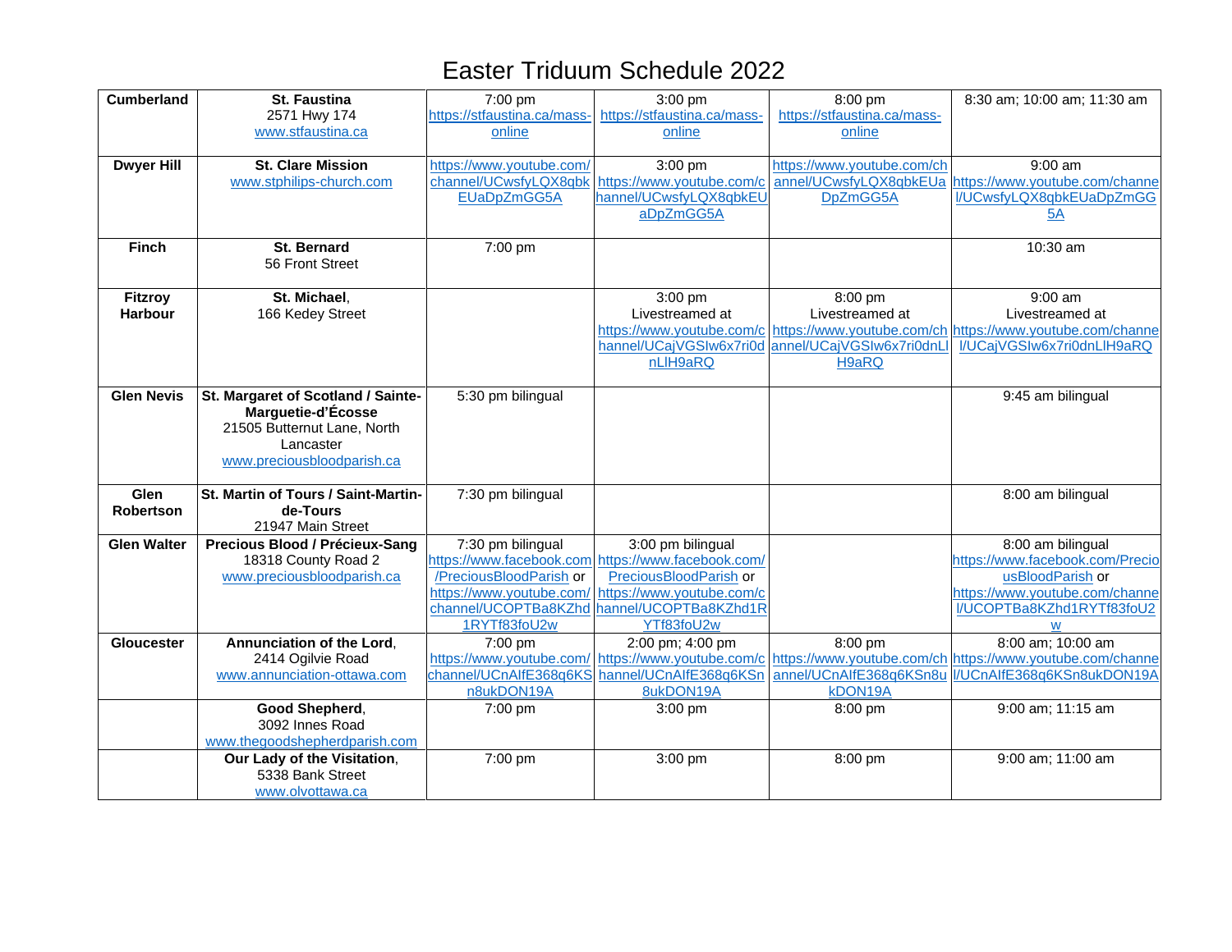# Easter Triduum Schedule 2022

| | | | | | |
|---|---|---|---|---|---|
| **Cumberland** | **St. Faustina**<br>2571 Hwy 174<br>www.stfaustina.ca | 7:00 pm<br>https://stfaustina.ca/mass-online | 3:00 pm<br>https://stfaustina.ca/mass-online | 8:00 pm<br>https://stfaustina.ca/mass-online | 8:30 am; 10:00 am; 11:30 am |
| **Dwyer Hill** | **St. Clare Mission**<br>www.stphilips-church.com | https://www.youtube.com/channel/UCwsfyLQX8qbkEUaDpZmGG5A | 3:00 pm<br>https://www.youtube.com/channel/UCwsfyLQX8qbkEUaDpZmGG5A | https://www.youtube.com/channel/UCwsfyLQX8qbkEUaDpZmGG5A | 9:00 am<br>https://www.youtube.com/channel/UCwsfyLQX8qbkEUaDpZmGG5A |
| **Finch** | **St. Bernard**<br>56 Front Street | 7:00 pm | | | 10:30 am |
| **Fitzroy Harbour** | **St. Michael**,<br>166 Kedey Street | | 3:00 pm<br>Livestreamed at<br>https://www.youtube.com/channel/UCajVGSIw6x7ri0dnLIH9aRQ | 8:00 pm<br>Livestreamed at<br>https://www.youtube.com/channel/UCajVGSIw6x7ri0dnLIH9aRQ | 9:00 am<br>Livestreamed at<br>https://www.youtube.com/channel/UCajVGSIw6x7ri0dnLIH9aRQ |
| **Glen Nevis** | **St. Margaret of Scotland / Sainte-Marguetie-d'Écosse**<br>21505 Butternut Lane, North Lancaster<br>www.preciousbloodparish.ca | 5:30 pm bilingual | | | 9:45 am bilingual |
| **Glen Robertson** | **St. Martin of Tours / Saint-Martin-de-Tours**<br>21947 Main Street | 7:30 pm bilingual | | | 8:00 am bilingual |
| **Glen Walter** | **Precious Blood / Précieux-Sang**<br>18318 County Road 2<br>www.preciousbloodparish.ca | 7:30 pm bilingual<br>https://www.facebook.com/PreciousBloodParish or https://www.youtube.com/channel/UCOPTBa8KZhd1RYTf83foU2w | 3:00 pm bilingual<br>https://www.facebook.com/PreciousBloodParish or https://www.youtube.com/channel/UCOPTBa8KZhd1RYTf83foU2w | | 8:00 am bilingual<br>https://www.facebook.com/PreciousBloodParish or https://www.youtube.com/channel/UCOPTBa8KZhd1RYTf83foU2w |
| **Gloucester** | **Annunciation of the Lord**,<br>2414 Ogilvie Road<br>www.annunciation-ottawa.com | 7:00 pm<br>https://www.youtube.com/channel/UCnAIfE368q6KSn8ukDON19A | 2:00 pm; 4:00 pm<br>https://www.youtube.com/channel/UCnAIfE368q6KSn8ukDON19A | 8:00 pm<br>https://www.youtube.com/channel/UCnAIfE368q6KSn8ukDON19A | 8:00 am; 10:00 am<br>https://www.youtube.com/channel/UCnAIfE368q6KSn8ukDON19A |
| | **Good Shepherd**,<br>3092 Innes Road<br>www.thegoodshepherdparish.com | 7:00 pm | 3:00 pm | 8:00 pm | 9:00 am; 11:15 am |
| | **Our Lady of the Visitation**,<br>5338 Bank Street<br>www.olvottawa.ca | 7:00 pm | 3:00 pm | 8:00 pm | 9:00 am; 11:00 am |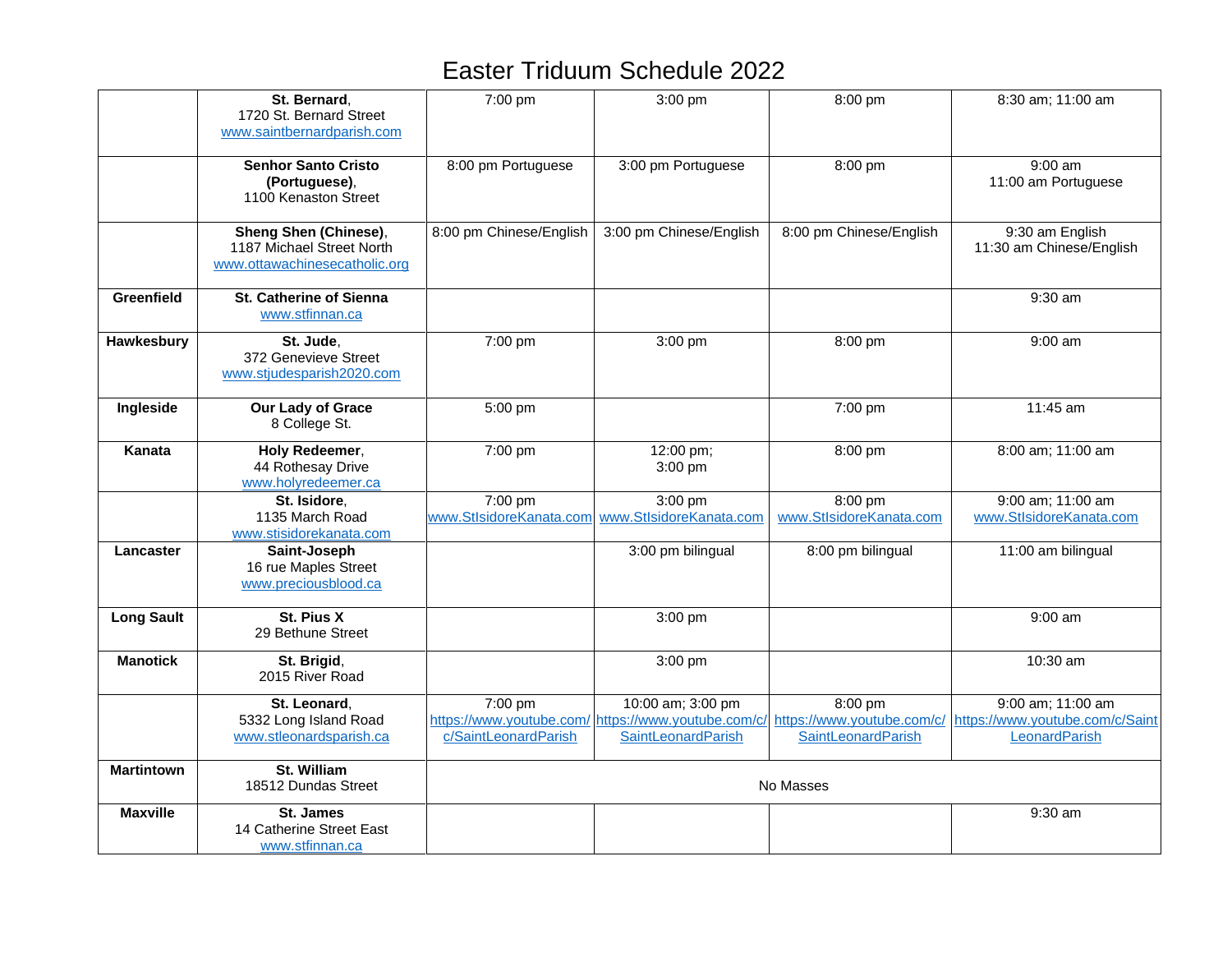# Easter Triduum Schedule 2022

| | | | | | |
|---|---|---|---|---|---|
| | **St. Bernard**, 1720 St. Bernard Street www.saintbernardparish.com | 7:00 pm | 3:00 pm | 8:00 pm | 8:30 am; 11:00 am |
| | **Senhor Santo Cristo (Portuguese)**, 1100 Kenaston Street | 8:00 pm Portuguese | 3:00 pm Portuguese | 8:00 pm | 9:00 am 11:00 am Portuguese |
| | **Sheng Shen (Chinese)**, 1187 Michael Street North www.ottawachinesecatholic.org | 8:00 pm Chinese/English | 3:00 pm Chinese/English | 8:00 pm Chinese/English | 9:30 am English 11:30 am Chinese/English |
| **Greenfield** | **St. Catherine of Sienna** www.stfinnan.ca | | | | 9:30 am |
| **Hawkesbury** | **St. Jude**, 372 Genevieve Street www.stjudesparish2020.com | 7:00 pm | 3:00 pm | 8:00 pm | 9:00 am |
| **Ingleside** | **Our Lady of Grace** 8 College St. | 5:00 pm | | 7:00 pm | 11:45 am |
| **Kanata** | **Holy Redeemer**, 44 Rothesay Drive www.holyredeemer.ca | 7:00 pm | 12:00 pm; 3:00 pm | 8:00 pm | 8:00 am; 11:00 am |
| | **St. Isidore**, 1135 March Road www.stisidorekanata.com | 7:00 pm www.StIsidoreKanata.com | 3:00 pm www.StIsidoreKanata.com | 8:00 pm www.StIsidoreKanata.com | 9:00 am; 11:00 am www.StIsidoreKanata.com |
| **Lancaster** | **Saint-Joseph** 16 rue Maples Street www.preciousblood.ca | | 3:00 pm bilingual | 8:00 pm bilingual | 11:00 am bilingual |
| **Long Sault** | **St. Pius X** 29 Bethune Street | | 3:00 pm | | 9:00 am |
| **Manotick** | **St. Brigid**, 2015 River Road | | 3:00 pm | | 10:30 am |
| | **St. Leonard**, 5332 Long Island Road www.stleonardsparish.ca | 7:00 pm https://www.youtube.com/c/SaintLeonardParish | 10:00 am; 3:00 pm https://www.youtube.com/c/SaintLeonardParish | 8:00 pm https://www.youtube.com/c/SaintLeonardParish | 9:00 am; 11:00 am https://www.youtube.com/c/SaintLeonardParish |
| **Martintown** | **St. William** 18512 Dundas Street | No Masses | | | |
| **Maxville** | **St. James** 14 Catherine Street East www.stfinnan.ca | | | | 9:30 am |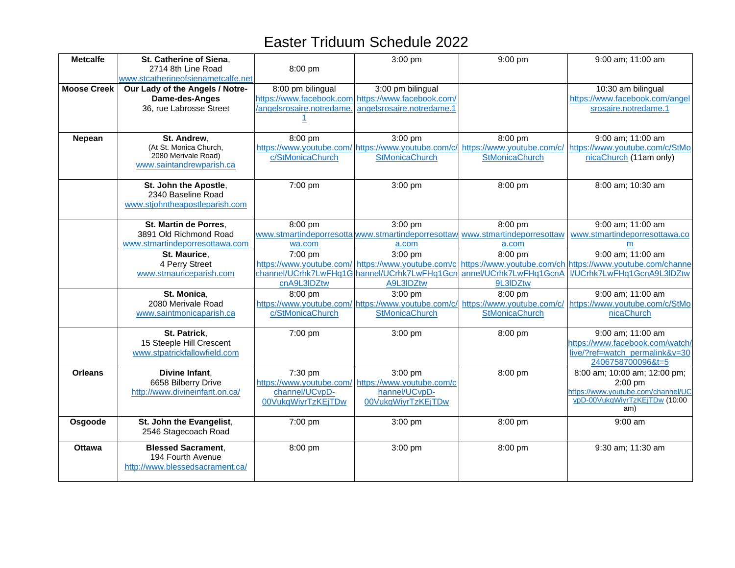# Easter Triduum Schedule 2022

| | | | | | |
|---|---|---|---|---|---|
| **Metcalfe** | **St. Catherine of Siena**, 2714 8th Line Road www.stcatherineofsienametcalfe.net | 8:00 pm | 3:00 pm | 9:00 pm | 9:00 am; 11:00 am |
| **Moose Creek** | **Our Lady of the Angels / Notre-Dame-des-Anges** 36, rue Labrosse Street | 8:00 pm bilingual https://www.facebook.com/angelsrosaire.notredame.1 | 3:00 pm bilingual https://www.facebook.com/angelsrosaire.notredame.1 | | 10:30 am bilingual https://www.facebook.com/angelsrosaire.notredame.1 |
| **Nepean** | **St. Andrew**, (At St. Monica Church, 2080 Merivale Road) www.saintandrewparish.ca | 8:00 pm https://www.youtube.com/c/StMonicaChurch | 3:00 pm https://www.youtube.com/c/StMonicaChurch | 8:00 pm https://www.youtube.com/c/StMonicaChurch | 9:00 am; 11:00 am https://www.youtube.com/c/StMonicaChurch (11am only) |
| | **St. John the Apostle**, 2340 Baseline Road www.stjohntheapostleparish.com | 7:00 pm | 3:00 pm | 8:00 pm | 8:00 am; 10:30 am |
| | **St. Martin de Porres**, 3891 Old Richmond Road www.stmartindeporresottawa.com | 8:00 pm www.stmartindeporresottawa.com | 3:00 pm www.stmartindeporresottawa.com | 8:00 pm www.stmartindeporresottawa.com | 9:00 am; 11:00 am www.stmartindeporresottawa.com |
| | **St. Maurice**, 4 Perry Street www.stmauriceparish.com | 7:00 pm https://www.youtube.com/channel/UCrhk7LwFHq1GcnA9L3lDZtw | 3:00 pm https://www.youtube.com/channel/UCrhk7LwFHq1GcnA9L3lDZtw | 8:00 pm https://www.youtube.com/channel/UCrhk7LwFHq1GcnA9L3lDZtw | 9:00 am; 11:00 am https://www.youtube.com/channel/UCrhk7LwFHq1GcnA9L3lDZtw |
| | **St. Monica**, 2080 Merivale Road www.saintmonicaparish.ca | 8:00 pm https://www.youtube.com/c/StMonicaChurch | 3:00 pm https://www.youtube.com/c/StMonicaChurch | 8:00 pm https://www.youtube.com/c/StMonicaChurch | 9:00 am; 11:00 am https://www.youtube.com/c/StMonicaChurch |
| | **St. Patrick**, 15 Steeple Hill Crescent www.stpatrickfallowfield.com | 7:00 pm | 3:00 pm | 8:00 pm | 9:00 am; 11:00 am https://www.facebook.com/watch/live/?ref=watch_permalink&v=302406758700096&t=5 |
| **Orleans** | **Divine Infant**, 6658 Bilberry Drive http://www.divineinfant.on.ca/ | 7:30 pm https://www.youtube.com/channel/UCvpD-00VukqWiyrTzKEjTDw | 3:00 pm https://www.youtube.com/channel/UCvpD-00VukqWiyrTzKEjTDw | 8:00 pm | 8:00 am; 10:00 am; 12:00 pm; 2:00 pm https://www.youtube.com/channel/UCvpD-00VukqWiyrTzKEjTDw (10:00 am) |
| **Osgoode** | **St. John the Evangelist**, 2546 Stagecoach Road | 7:00 pm | 3:00 pm | 8:00 pm | 9:00 am |
| **Ottawa** | **Blessed Sacrament**, 194 Fourth Avenue http://www.blessedsacrament.ca/ | 8:00 pm | 3:00 pm | 8:00 pm | 9:30 am; 11:30 am |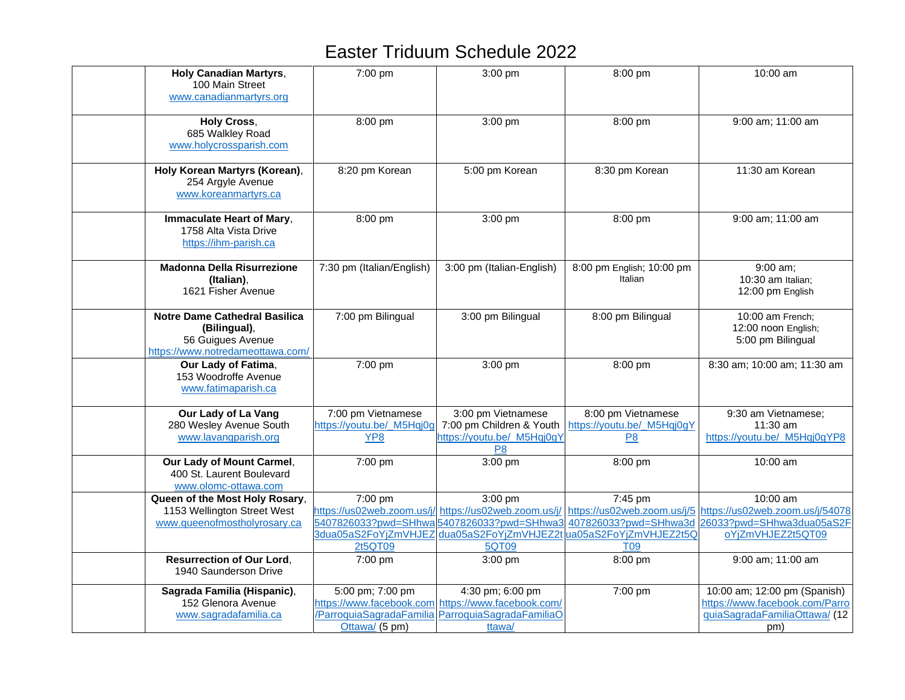# Easter Triduum Schedule 2022

| | | | | | |
|---|---|---|---|---|---|
| | **Holy Canadian Martyrs**, 100 Main Street www.canadianmartyrs.org | 7:00 pm | 3:00 pm | 8:00 pm | 10:00 am |
| | **Holy Cross**, 685 Walkley Road www.holycrossparish.com | 8:00 pm | 3:00 pm | 8:00 pm | 9:00 am; 11:00 am |
| | **Holy Korean Martyrs (Korean)**, 254 Argyle Avenue www.koreanmartyrs.ca | 8:20 pm Korean | 5:00 pm Korean | 8:30 pm Korean | 11:30 am Korean |
| | **Immaculate Heart of Mary**, 1758 Alta Vista Drive https://ihm-parish.ca | 8:00 pm | 3:00 pm | 8:00 pm | 9:00 am; 11:00 am |
| | **Madonna Della Risurrezione (Italian)**, 1621 Fisher Avenue | 7:30 pm (Italian/English) | 3:00 pm (Italian-English) | 8:00 pm English; 10:00 pm Italian | 9:00 am; 10:30 am Italian; 12:00 pm English |
| | **Notre Dame Cathedral Basilica (Bilingual)**, 56 Guigues Avenue https://www.notredameottawa.com/ | 7:00 pm Bilingual | 3:00 pm Bilingual | 8:00 pm Bilingual | 10:00 am French; 12:00 noon English; 5:00 pm Bilingual |
| | **Our Lady of Fatima**, 153 Woodroffe Avenue www.fatimaparish.ca | 7:00 pm | 3:00 pm | 8:00 pm | 8:30 am; 10:00 am; 11:30 am |
| | **Our Lady of La Vang** 280 Wesley Avenue South www.lavangparish.org | 7:00 pm Vietnamese https://youtu.be/_M5Hqj0gYP8 | 3:00 pm Vietnamese 7:00 pm Children & Youth https://youtu.be/_M5Hqj0gYP8 | 8:00 pm Vietnamese https://youtu.be/_M5Hqj0gYP8 | 9:30 am Vietnamese; 11:30 am https://youtu.be/_M5Hqj0gYP8 |
| | **Our Lady of Mount Carmel**, 400 St. Laurent Boulevard www.olomc-ottawa.com | 7:00 pm | 3:00 pm | 8:00 pm | 10:00 am |
| | **Queen of the Most Holy Rosary**, 1153 Wellington Street West www.queenofmostholyrosary.ca | 7:00 pm https://us02web.zoom.us/j/5407826033?pwd=SHhwa3dua05aS2FoYjZmVHJEZ2t5QT09 | 3:00 pm https://us02web.zoom.us/j/5407826033?pwd=SHhwa3dua05aS2FoYjZmVHJEZ2t5QT09 | 7:45 pm https://us02web.zoom.us/j/5407826033?pwd=SHhwa3dua05aS2FoYjZmVHJEZ2t5QT09 | 10:00 am https://us02web.zoom.us/j/5407826033?pwd=SHhwa3dua05aS2FoYjZmVHJEZ2t5QT09 |
| | **Resurrection of Our Lord**, 1940 Saunderson Drive | 7:00 pm | 3:00 pm | 8:00 pm | 9:00 am; 11:00 am |
| | **Sagrada Familia (Hispanic)**, 152 Glenora Avenue www.sagradafamilia.ca | 5:00 pm; 7:00 pm https://www.facebook.com/ParroquiaSagradaFamiliaOttawa/ (5 pm) | 4:30 pm; 6:00 pm https://www.facebook.com/ParroquiaSagradaFamiliaOttawa/ | 7:00 pm | 10:00 am; 12:00 pm (Spanish) https://www.facebook.com/ParroquiaSagradaFamiliaOttawa/ (12 pm) |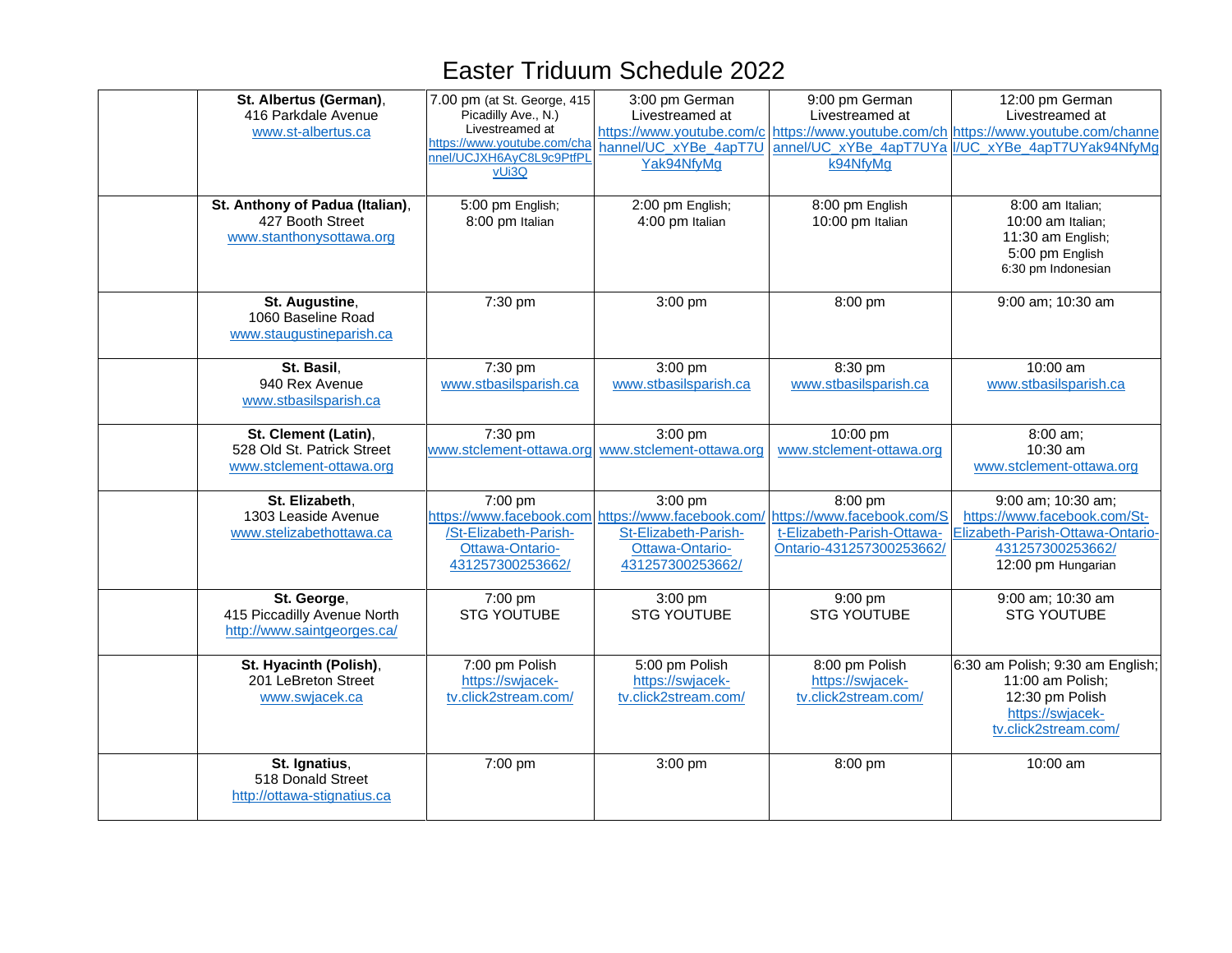# Easter Triduum Schedule 2022

| | | | | | |
|---|---|---|---|---|---|
| | **St. Albertus (German)**, 416 Parkdale Avenue www.st-albertus.ca | 7.00 pm (at St. George, 415 Picadilly Ave., N.) Livestreamed at https://www.youtube.com/channel/UCJXH6AyC8L9c9PtfPLvUi3Q | 3:00 pm German Livestreamed at https://www.youtube.com/channel/UC_xYBe_4apT7UYak94NfyMg | 9:00 pm German Livestreamed at https://www.youtube.com/channel/UC_xYBe_4apT7UYak94NfyMg | 12:00 pm German Livestreamed at https://www.youtube.com/channel/UC_xYBe_4apT7UYak94NfyMg |
| | **St. Anthony of Padua (Italian)**, 427 Booth Street www.stanthonysottawa.org | 5:00 pm English; 8:00 pm Italian | 2:00 pm English; 4:00 pm Italian | 8:00 pm English 10:00 pm Italian | 8:00 am Italian; 10:00 am Italian; 11:30 am English; 5:00 pm English 6:30 pm Indonesian |
| | **St. Augustine**, 1060 Baseline Road www.staugustineparish.ca | 7:30 pm | 3:00 pm | 8:00 pm | 9:00 am; 10:30 am |
| | **St. Basil**, 940 Rex Avenue www.stbasilsparish.ca | 7:30 pm www.stbasilsparish.ca | 3:00 pm www.stbasilsparish.ca | 8:30 pm www.stbasilsparish.ca | 10:00 am www.stbasilsparish.ca |
| | **St. Clement (Latin)**, 528 Old St. Patrick Street www.stclement-ottawa.org | 7:30 pm www.stclement-ottawa.org | 3:00 pm www.stclement-ottawa.org | 10:00 pm www.stclement-ottawa.org | 8:00 am; 10:30 am www.stclement-ottawa.org |
| | **St. Elizabeth**, 1303 Leaside Avenue www.stelizabethottawa.ca | 7:00 pm https://www.facebook.com/St-Elizabeth-Parish-Ottawa-Ontario-431257300253662/ | 3:00 pm https://www.facebook.com/St-Elizabeth-Parish-Ottawa-Ontario-431257300253662/ | 8:00 pm https://www.facebook.com/St-Elizabeth-Parish-Ottawa-Ontario-431257300253662/ | 9:00 am; 10:30 am; https://www.facebook.com/St-Elizabeth-Parish-Ottawa-Ontario-431257300253662/ 12:00 pm Hungarian |
| | **St. George**, 415 Piccadilly Avenue North http://www.saintgeorges.ca/ | 7:00 pm STG YOUTUBE | 3:00 pm STG YOUTUBE | 9:00 pm STG YOUTUBE | 9:00 am; 10:30 am STG YOUTUBE |
| | **St. Hyacinth (Polish)**, 201 LeBreton Street www.swjacek.ca | 7:00 pm Polish https://swjacek-tv.click2stream.com/ | 5:00 pm Polish https://swjacek-tv.click2stream.com/ | 8:00 pm Polish https://swjacek-tv.click2stream.com/ | 6:30 am Polish; 9:30 am English; 11:00 am Polish; 12:30 pm Polish https://swjacek-tv.click2stream.com/ |
| | **St. Ignatius**, 518 Donald Street http://ottawa-stignatius.ca | 7:00 pm | 3:00 pm | 8:00 pm | 10:00 am |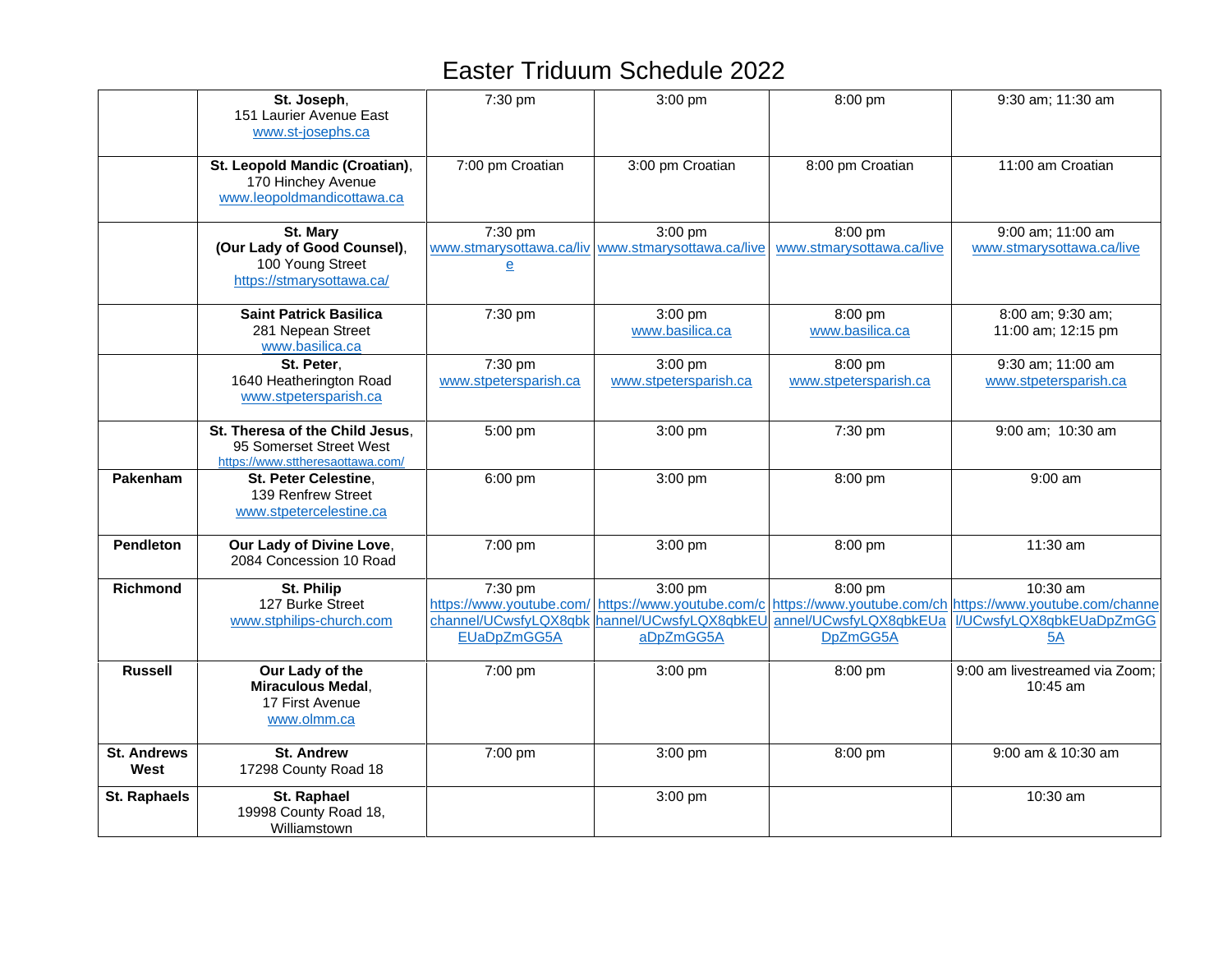# Easter Triduum Schedule 2022

| | | | | | |
|---|---|---|---|---|---|
| | **St. Joseph**, 151 Laurier Avenue East www.st-josephs.ca | 7:30 pm | 3:00 pm | 8:00 pm | 9:30 am; 11:30 am |
| | **St. Leopold Mandic (Croatian)**, 170 Hinchey Avenue www.leopoldmandicottawa.ca | 7:00 pm Croatian | 3:00 pm Croatian | 8:00 pm Croatian | 11:00 am Croatian |
| | **St. Mary (Our Lady of Good Counsel)**, 100 Young Street https://stmarysottawa.ca/ | 7:30 pm www.stmarysottawa.ca/live | 3:00 pm www.stmarysottawa.ca/live | 8:00 pm www.stmarysottawa.ca/live | 9:00 am; 11:00 am www.stmarysottawa.ca/live |
| | **Saint Patrick Basilica** 281 Nepean Street www.basilica.ca | 7:30 pm | 3:00 pm www.basilica.ca | 8:00 pm www.basilica.ca | 8:00 am; 9:30 am; 11:00 am; 12:15 pm |
| | **St. Peter**, 1640 Heatherington Road www.stpetersparish.ca | 7:30 pm www.stpetersparish.ca | 3:00 pm www.stpetersparish.ca | 8:00 pm www.stpetersparish.ca | 9:30 am; 11:00 am www.stpetersparish.ca |
| | **St. Theresa of the Child Jesus**, 95 Somerset Street West https://www.sttheresaottawa.com/ | 5:00 pm | 3:00 pm | 7:30 pm | 9:00 am; 10:30 am |
| **Pakenham** | **St. Peter Celestine**, 139 Renfrew Street www.stpetercelestine.ca | 6:00 pm | 3:00 pm | 8:00 pm | 9:00 am |
| **Pendleton** | **Our Lady of Divine Love**, 2084 Concession 10 Road | 7:00 pm | 3:00 pm | 8:00 pm | 11:30 am |
| **Richmond** | **St. Philip** 127 Burke Street www.stphilips-church.com | 7:30 pm https://www.youtube.com/channel/UCwsfyLQX8qbkEUaDpZmGG5A | 3:00 pm https://www.youtube.com/channel/UCwsfyLQX8qbkEUaDpZmGG5A | 8:00 pm https://www.youtube.com/channel/UCwsfyLQX8qbkEUaDpZmGG5A | 10:30 am https://www.youtube.com/channel/UCwsfyLQX8qbkEUaDpZmGG5A |
| **Russell** | **Our Lady of the Miraculous Medal**, 17 First Avenue www.olmm.ca | 7:00 pm | 3:00 pm | 8:00 pm | 9:00 am livestreamed via Zoom; 10:45 am |
| **St. Andrews West** | **St. Andrew** 17298 County Road 18 | 7:00 pm | 3:00 pm | 8:00 pm | 9:00 am & 10:30 am |
| **St. Raphaels** | **St. Raphael** 19998 County Road 18, Williamstown | | 3:00 pm | | 10:30 am |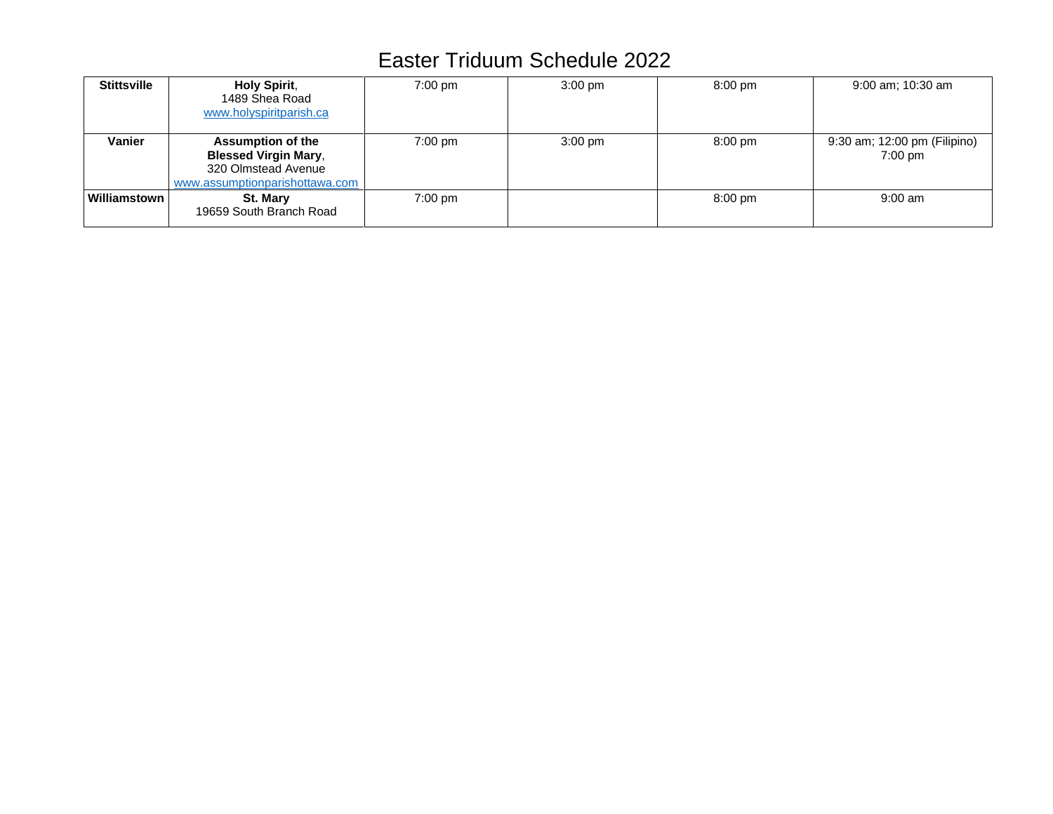# Easter Triduum Schedule 2022

| | | | | | |
|---|---|---|---|---|---|
| **Stittsville** | **Holy Spirit**, 1489 Shea Road www.holyspiritparish.ca | 7:00 pm | 3:00 pm | 8:00 pm | 9:00 am; 10:30 am |
| **Vanier** | **Assumption of the Blessed Virgin Mary**, 320 Olmstead Avenue www.assumptionparishottawa.com | 7:00 pm | 3:00 pm | 8:00 pm | 9:30 am; 12:00 pm (Filipino) 7:00 pm |
| **Williamstown** | **St. Mary** 19659 South Branch Road | 7:00 pm | | 8:00 pm | 9:00 am |